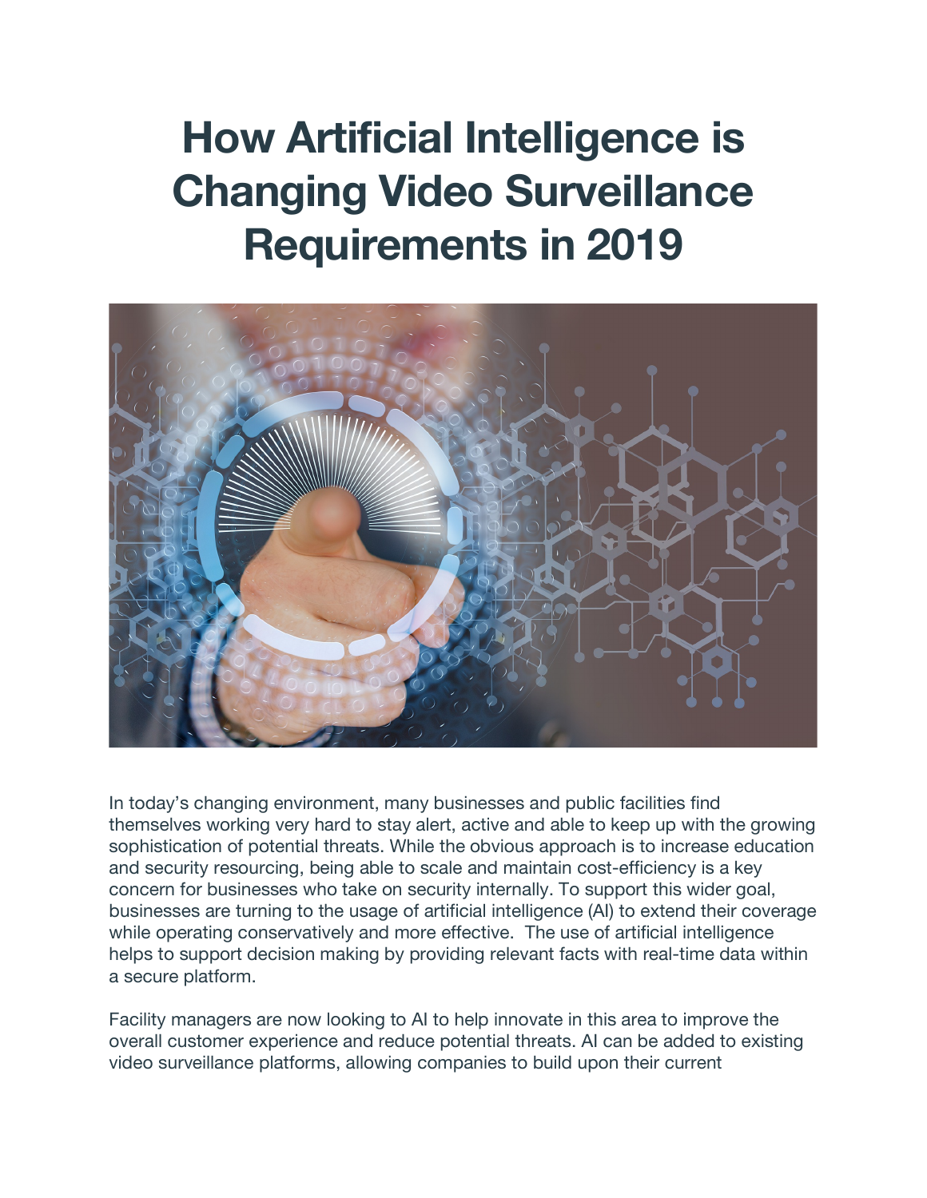# How Artificial Intelligence is Changing Video Surveillance Requirements in 2019

In today's changing environment, many businesses and public facilities find themselves working very hard to stay alert, active and able to keep up with the growing sophistication of potential threats. While the obvious approach is to increase education and security resourcing, being able to scale and maintain cost-efficiency is a key concern for businesses who take on security internally. To support this wider goal, businesses are turning to the usage of artificial intelligence (AI) to extend their coverage while operating conservatively and more effective. The use of artificial intelligence helps to support decision making by providing relevant facts with real-time data within a secure platform.

Facility managers are now looking to AI to help innovate in this area to improve the overall customer experience and reduce potential threats. AI can be added to existing video surveillance platforms, allowing companies to build upon their current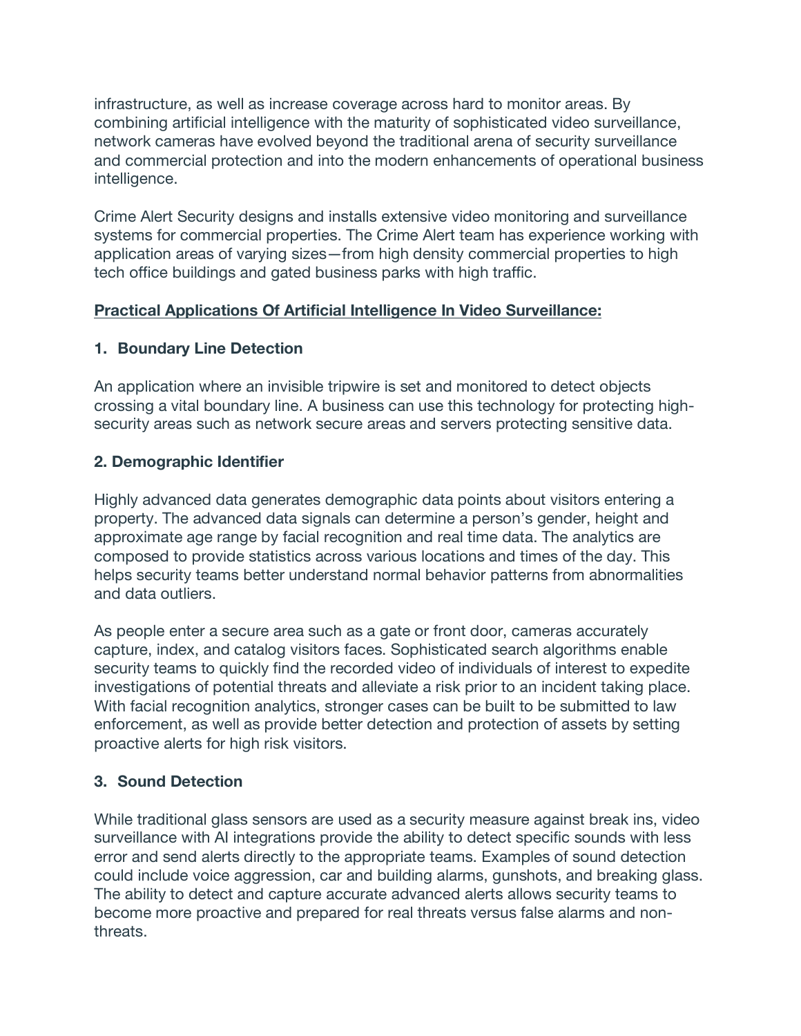infrastructure, as well as increase coverage across hard to monitor areas. By combining artificial intelligence with the maturity of sophisticated video surveillance, network cameras have evolved beyond the traditional arena of security surveillance and commercial protection and into the modern enhancements of operational business intelligence.

Crime Alert Security designs and installs extensive video monitoring and surveillance systems for commercial properties. The Crime Alert team has experience working with application areas of varying sizes—from high density commercial properties to high tech office buildings and gated business parks with high traffic.

## Practical Applications Of Artificial Intelligence In Video Surveillance:

### 1. Boundary Line Detection

An application where an invisible tripwire is set and monitored to detect objects crossing a vital boundary line. A business can use this technology for protecting high-security areas such as network secure areas and servers protecting sensitive data.

### 2. Demographic Identifier

Highly advanced data generates demographic data points about visitors entering a property. The advanced data signals can determine a person's gender, height and approximate age range by facial recognition and real time data. The analytics are composed to provide statistics across various locations and times of the day. This helps security teams better understand normal behavior patterns from abnormalities and data outliers.

As people enter a secure area such as a gate or front door, cameras accurately capture, index, and catalog visitors faces. Sophisticated search algorithms enable security teams to quickly find the recorded video of individuals of interest to expedite investigations of potential threats and alleviate a risk prior to an incident taking place. With facial recognition analytics, stronger cases can be built to be submitted to law enforcement, as well as provide better detection and protection of assets by setting proactive alerts for high risk visitors.

### 3. Sound Detection

While traditional glass sensors are used as a security measure against break ins, video surveillance with AI integrations provide the ability to detect specific sounds with less error and send alerts directly to the appropriate teams. Examples of sound detection could include voice aggression, car and building alarms, gunshots, and breaking glass. The ability to detect and capture accurate advanced alerts allows security teams to become more proactive and prepared for real threats versus false alarms and non-threats.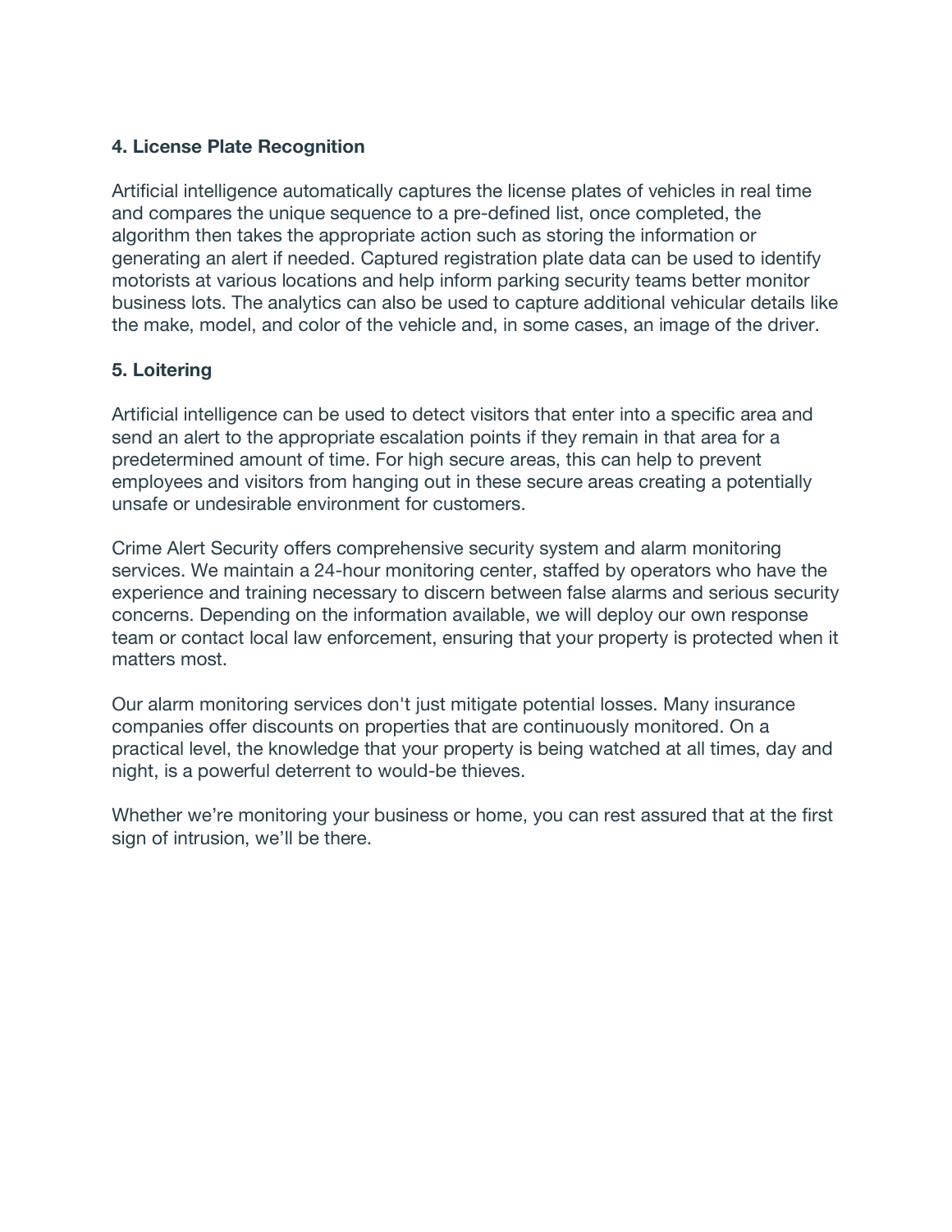**4. License Plate Recognition**

Artificial intelligence automatically captures the license plates of vehicles in real time and compares the unique sequence to a pre-defined list, once completed, the algorithm then takes the appropriate action such as storing the information or generating an alert if needed. Captured registration plate data can be used to identify motorists at various locations and help inform parking security teams better monitor business lots. The analytics can also be used to capture additional vehicular details like the make, model, and color of the vehicle and, in some cases, an image of the driver.

**5. Loitering**

Artificial intelligence can be used to detect visitors that enter into a specific area and send an alert to the appropriate escalation points if they remain in that area for a predetermined amount of time. For high secure areas, this can help to prevent employees and visitors from hanging out in these secure areas creating a potentially unsafe or undesirable environment for customers.

Crime Alert Security offers comprehensive security system and alarm monitoring services. We maintain a 24-hour monitoring center, staffed by operators who have the experience and training necessary to discern between false alarms and serious security concerns. Depending on the information available, we will deploy our own response team or contact local law enforcement, ensuring that your property is protected when it matters most.

Our alarm monitoring services don't just mitigate potential losses. Many insurance companies offer discounts on properties that are continuously monitored. On a practical level, the knowledge that your property is being watched at all times, day and night, is a powerful deterrent to would-be thieves.

Whether we're monitoring your business or home, you can rest assured that at the first sign of intrusion, we'll be there.